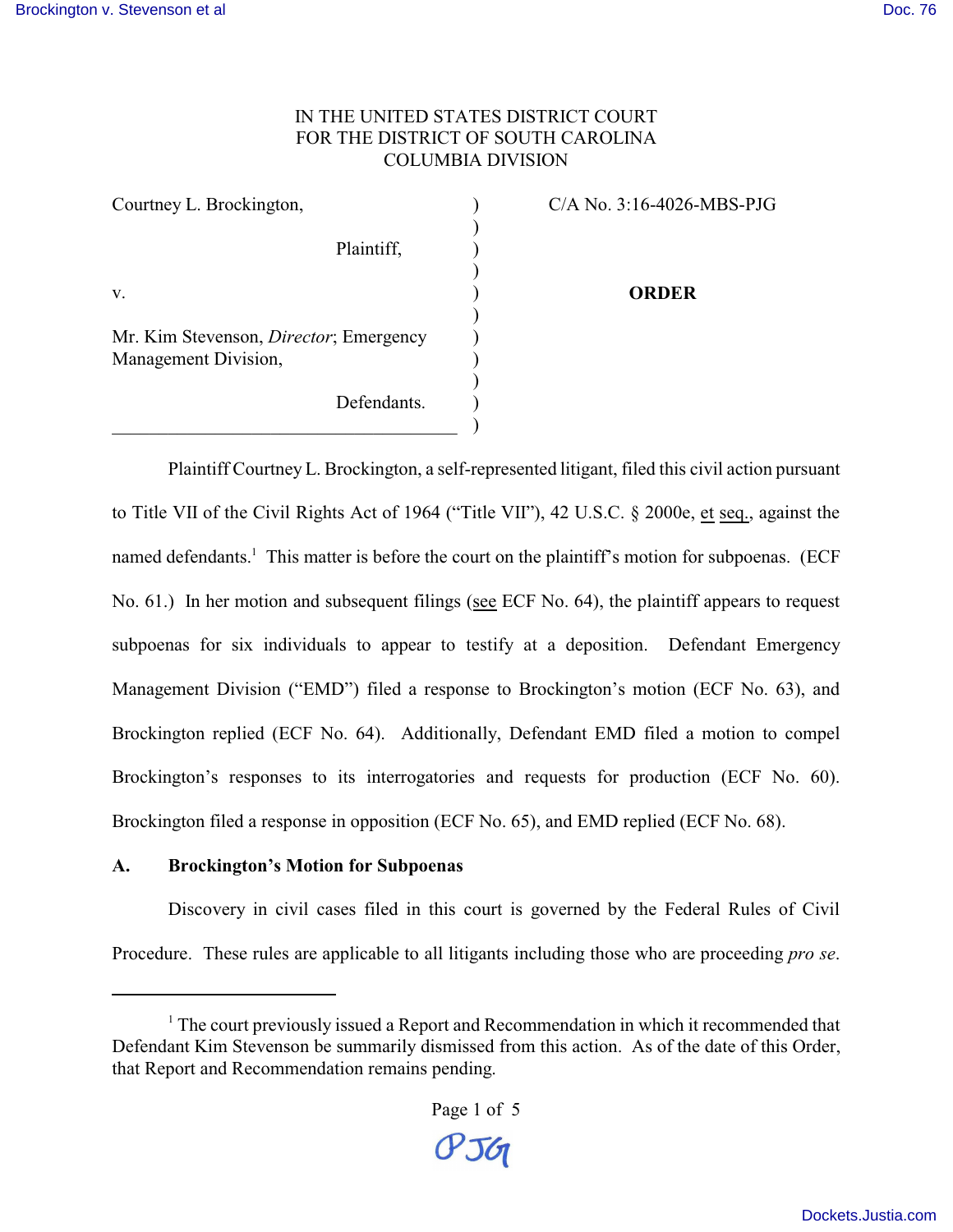IN THE UNITED STATES DISTRICT COURT
FOR THE DISTRICT OF SOUTH CAROLINA
COLUMBIA DIVISION

| | | |
|---|---|---|
| Courtney L. Brockington,<br><br>Plaintiff,<br><br>v.<br><br>Mr. Kim Stevenson, *Director*; Emergency Management Division,<br><br>Defendants. | ) | C/A No. 3:16-4026-MBS-PJG<br><br><br><br>**ORDER** |

Plaintiff Courtney L. Brockington, a self-represented litigant, filed this civil action pursuant to Title VII of the Civil Rights Act of 1964 ("Title VII"), 42 U.S.C. § 2000e, et seq., against the named defendants.[1] This matter is before the court on the plaintiff's motion for subpoenas. (ECF No. 61.) In her motion and subsequent filings (see ECF No. 64), the plaintiff appears to request subpoenas for six individuals to appear to testify at a deposition. Defendant Emergency Management Division ("EMD") filed a response to Brockington's motion (ECF No. 63), and Brockington replied (ECF No. 64). Additionally, Defendant EMD filed a motion to compel Brockington's responses to its interrogatories and requests for production (ECF No. 60). Brockington filed a response in opposition (ECF No. 65), and EMD replied (ECF No. 68).

**A. Brockington's Motion for Subpoenas**

Discovery in civil cases filed in this court is governed by the Federal Rules of Civil Procedure. These rules are applicable to all litigants including those who are proceeding *pro se*.

[1] The court previously issued a Report and Recommendation in which it recommended that Defendant Kim Stevenson be summarily dismissed from this action. As of the date of this Order, that Report and Recommendation remains pending.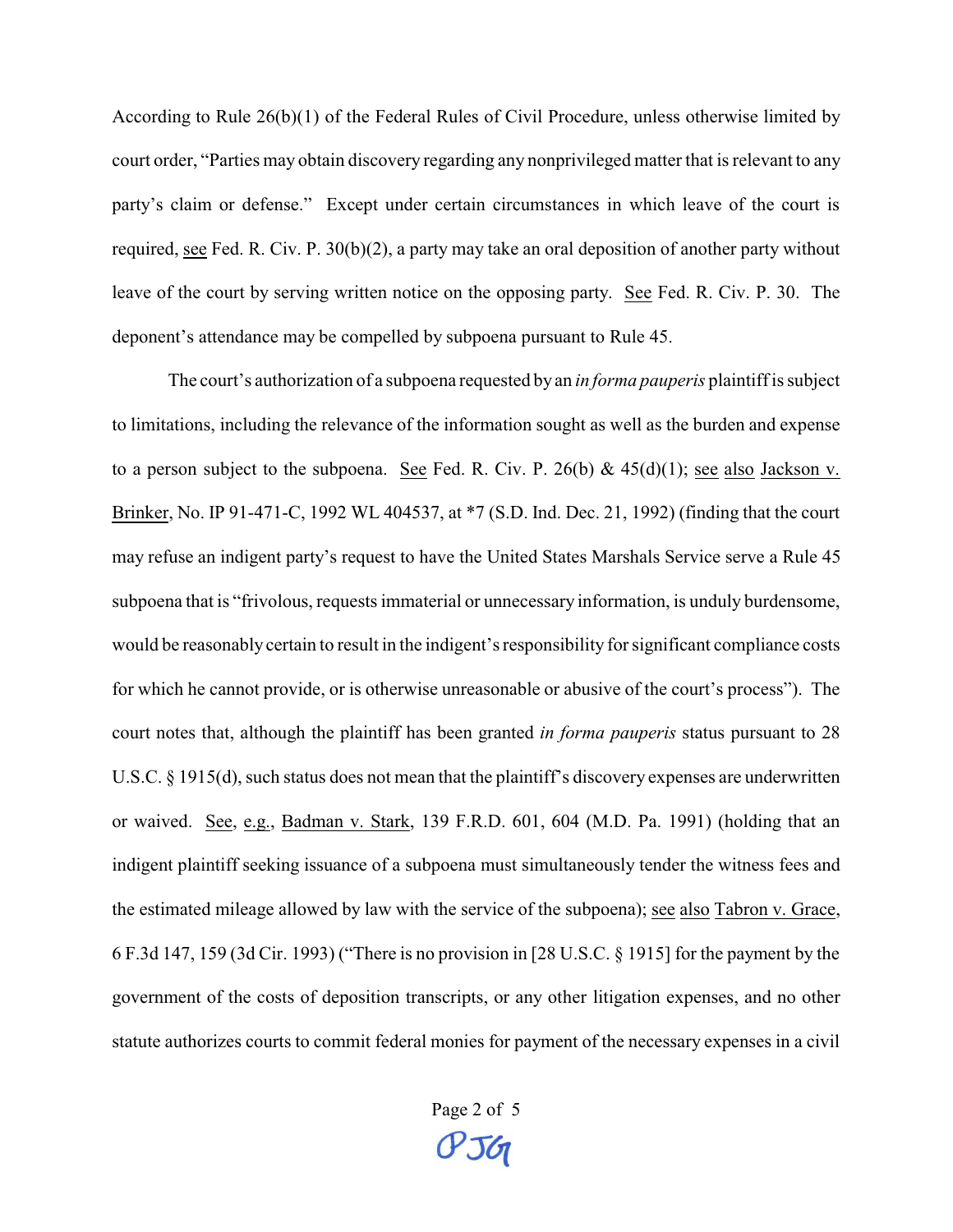According to Rule 26(b)(1) of the Federal Rules of Civil Procedure, unless otherwise limited by court order, "Parties may obtain discovery regarding any nonprivileged matter that is relevant to any party's claim or defense." Except under certain circumstances in which leave of the court is required, see Fed. R. Civ. P. 30(b)(2), a party may take an oral deposition of another party without leave of the court by serving written notice on the opposing party. See Fed. R. Civ. P. 30. The deponent's attendance may be compelled by subpoena pursuant to Rule 45.

The court's authorization of a subpoena requested by an *in forma pauperis* plaintiff is subject to limitations, including the relevance of the information sought as well as the burden and expense to a person subject to the subpoena. See Fed. R. Civ. P. 26(b) & 45(d)(1); see also Jackson v. Brinker, No. IP 91-471-C, 1992 WL 404537, at *7 (S.D. Ind. Dec. 21, 1992) (finding that the court may refuse an indigent party's request to have the United States Marshals Service serve a Rule 45 subpoena that is "frivolous, requests immaterial or unnecessary information, is unduly burdensome, would be reasonably certain to result in the indigent's responsibility for significant compliance costs for which he cannot provide, or is otherwise unreasonable or abusive of the court's process"). The court notes that, although the plaintiff has been granted *in forma pauperis* status pursuant to 28 U.S.C. § 1915(d), such status does not mean that the plaintiff's discovery expenses are underwritten or waived. See, e.g., Badman v. Stark, 139 F.R.D. 601, 604 (M.D. Pa. 1991) (holding that an indigent plaintiff seeking issuance of a subpoena must simultaneously tender the witness fees and the estimated mileage allowed by law with the service of the subpoena); see also Tabron v. Grace, 6 F.3d 147, 159 (3d Cir. 1993) ("There is no provision in [28 U.S.C. § 1915] for the payment by the government of the costs of deposition transcripts, or any other litigation expenses, and no other statute authorizes courts to commit federal monies for payment of the necessary expenses in a civil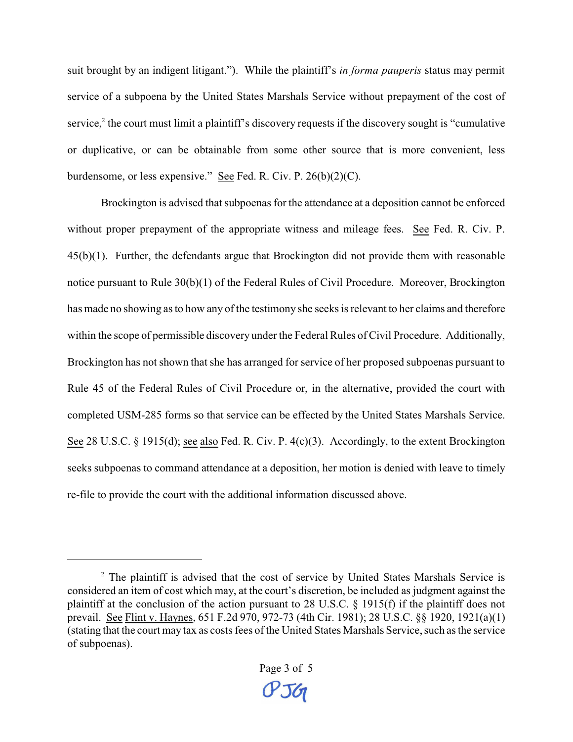suit brought by an indigent litigant."). While the plaintiff's *in forma pauperis* status may permit service of a subpoena by the United States Marshals Service without prepayment of the cost of service,[2] the court must limit a plaintiff's discovery requests if the discovery sought is "cumulative or duplicative, or can be obtainable from some other source that is more convenient, less burdensome, or less expensive." See Fed. R. Civ. P. 26(b)(2)(C).

Brockington is advised that subpoenas for the attendance at a deposition cannot be enforced without proper prepayment of the appropriate witness and mileage fees. See Fed. R. Civ. P. 45(b)(1). Further, the defendants argue that Brockington did not provide them with reasonable notice pursuant to Rule 30(b)(1) of the Federal Rules of Civil Procedure. Moreover, Brockington has made no showing as to how any of the testimony she seeks is relevant to her claims and therefore within the scope of permissible discovery under the Federal Rules of Civil Procedure. Additionally, Brockington has not shown that she has arranged for service of her proposed subpoenas pursuant to Rule 45 of the Federal Rules of Civil Procedure or, in the alternative, provided the court with completed USM-285 forms so that service can be effected by the United States Marshals Service. See 28 U.S.C. § 1915(d); see also Fed. R. Civ. P. 4(c)(3). Accordingly, to the extent Brockington seeks subpoenas to command attendance at a deposition, her motion is denied with leave to timely re-file to provide the court with the additional information discussed above.

---

[2] The plaintiff is advised that the cost of service by United States Marshals Service is considered an item of cost which may, at the court's discretion, be included as judgment against the plaintiff at the conclusion of the action pursuant to 28 U.S.C. § 1915(f) if the plaintiff does not prevail. See Flint v. Haynes, 651 F.2d 970, 972-73 (4th Cir. 1981); 28 U.S.C. §§ 1920, 1921(a)(1) (stating that the court may tax as costs fees of the United States Marshals Service, such as the service of subpoenas).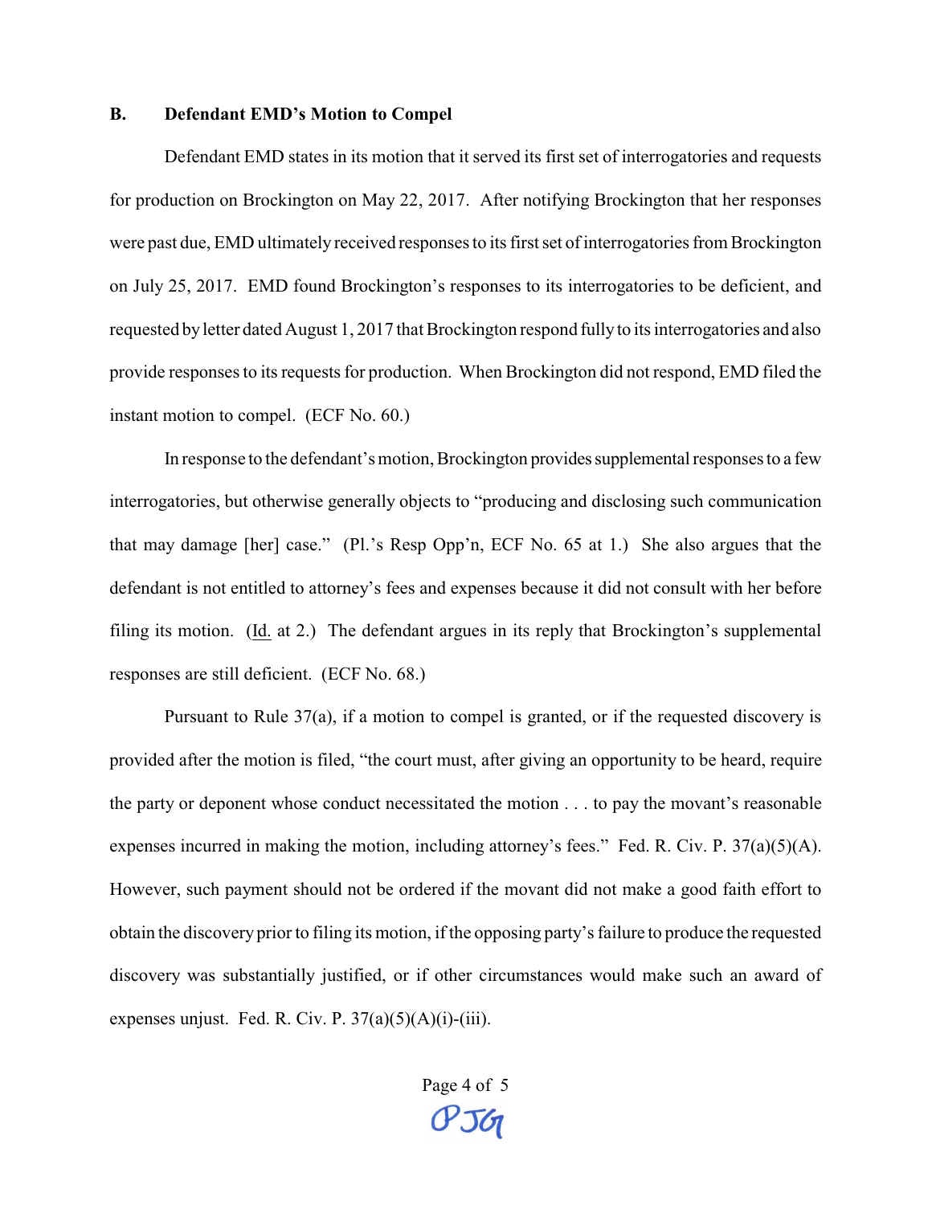### B. Defendant EMD's Motion to Compel

Defendant EMD states in its motion that it served its first set of interrogatories and requests for production on Brockington on May 22, 2017. After notifying Brockington that her responses were past due, EMD ultimately received responses to its first set of interrogatories from Brockington on July 25, 2017. EMD found Brockington's responses to its interrogatories to be deficient, and requested by letter dated August 1, 2017 that Brockington respond fully to its interrogatories and also provide responses to its requests for production. When Brockington did not respond, EMD filed the instant motion to compel. (ECF No. 60.)

In response to the defendant's motion, Brockington provides supplemental responses to a few interrogatories, but otherwise generally objects to "producing and disclosing such communication that may damage [her] case." (Pl.'s Resp Opp'n, ECF No. 65 at 1.) She also argues that the defendant is not entitled to attorney's fees and expenses because it did not consult with her before filing its motion. (Id. at 2.) The defendant argues in its reply that Brockington's supplemental responses are still deficient. (ECF No. 68.)

Pursuant to Rule 37(a), if a motion to compel is granted, or if the requested discovery is provided after the motion is filed, "the court must, after giving an opportunity to be heard, require the party or deponent whose conduct necessitated the motion . . . to pay the movant's reasonable expenses incurred in making the motion, including attorney's fees." Fed. R. Civ. P. 37(a)(5)(A). However, such payment should not be ordered if the movant did not make a good faith effort to obtain the discovery prior to filing its motion, if the opposing party's failure to produce the requested discovery was substantially justified, or if other circumstances would make such an award of expenses unjust. Fed. R. Civ. P. 37(a)(5)(A)(i)-(iii).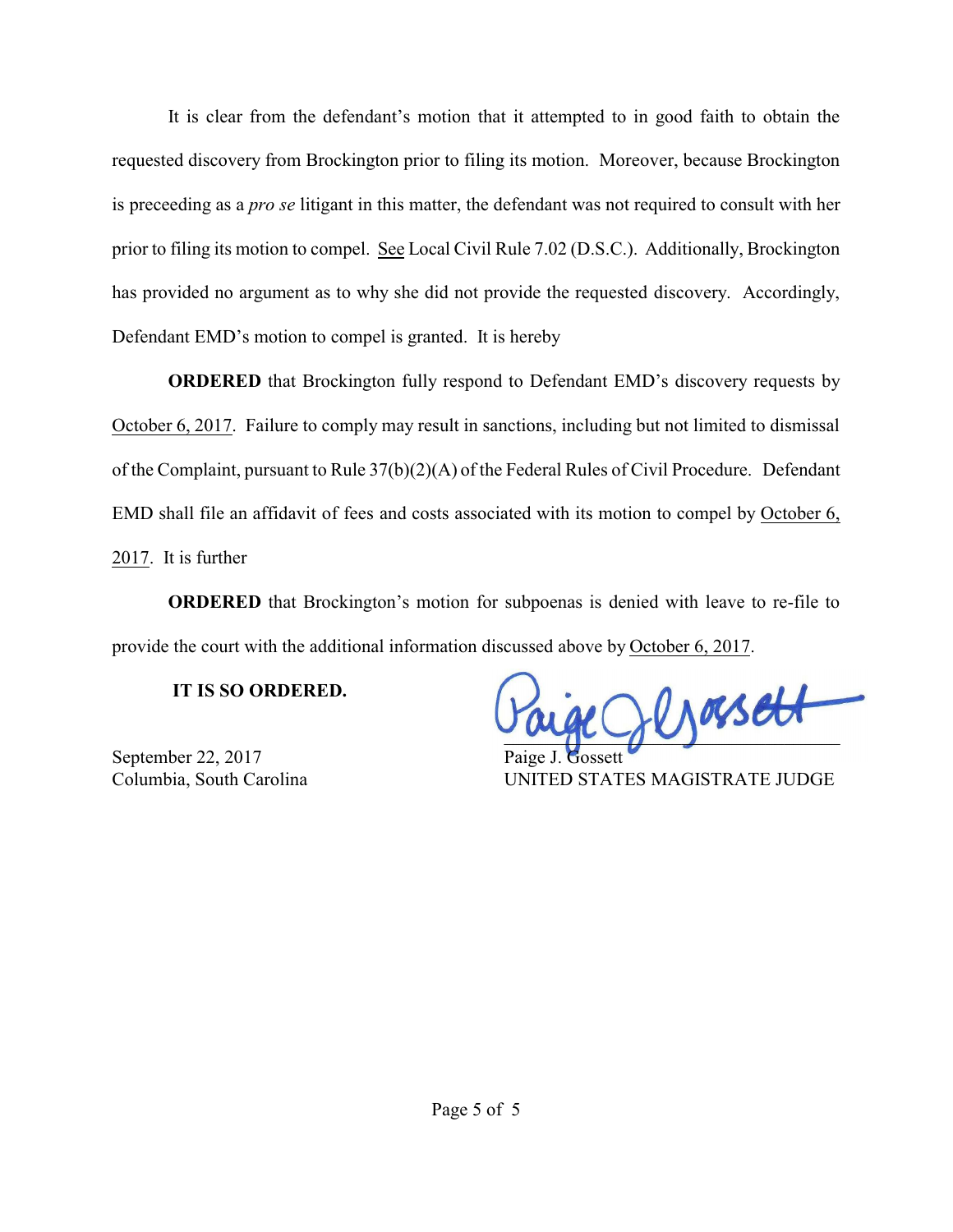It is clear from the defendant's motion that it attempted to in good faith to obtain the requested discovery from Brockington prior to filing its motion. Moreover, because Brockington is preceeding as a *pro se* litigant in this matter, the defendant was not required to consult with her prior to filing its motion to compel. See Local Civil Rule 7.02 (D.S.C.). Additionally, Brockington has provided no argument as to why she did not provide the requested discovery. Accordingly, Defendant EMD's motion to compel is granted. It is hereby

**ORDERED** that Brockington fully respond to Defendant EMD's discovery requests by October 6, 2017. Failure to comply may result in sanctions, including but not limited to dismissal of the Complaint, pursuant to Rule 37(b)(2)(A) of the Federal Rules of Civil Procedure. Defendant EMD shall file an affidavit of fees and costs associated with its motion to compel by October 6, 2017. It is further

**ORDERED** that Brockington's motion for subpoenas is denied with leave to re-file to provide the court with the additional information discussed above by October 6, 2017.

**IT IS SO ORDERED.**

Paige J. Gossett
UNITED STATES MAGISTRATE JUDGE

September 22, 2017
Columbia, South Carolina